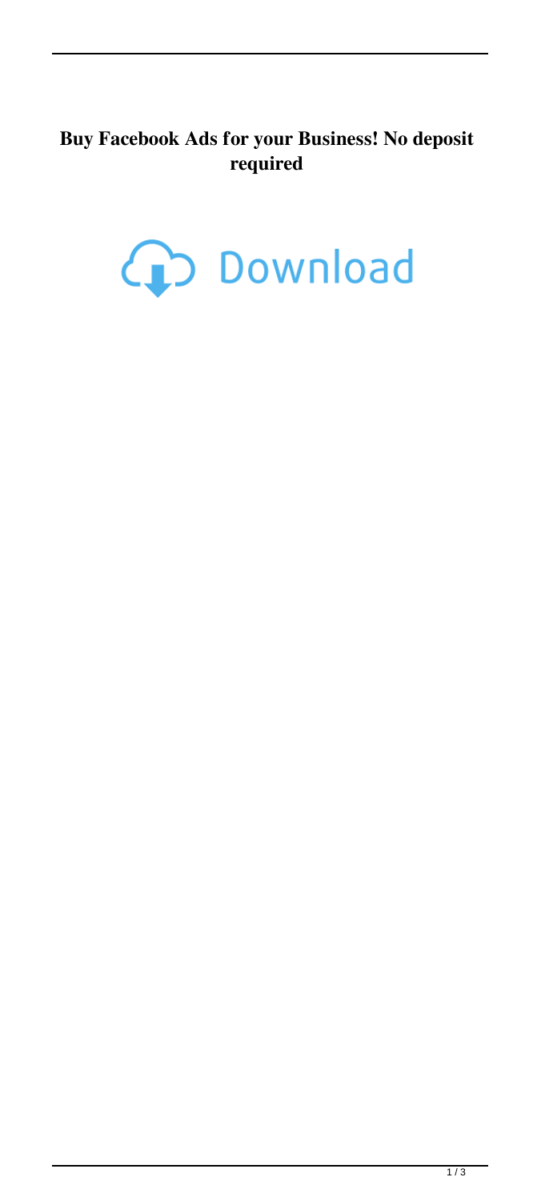**Buy Facebook Ads for your Business! No deposit required**

Download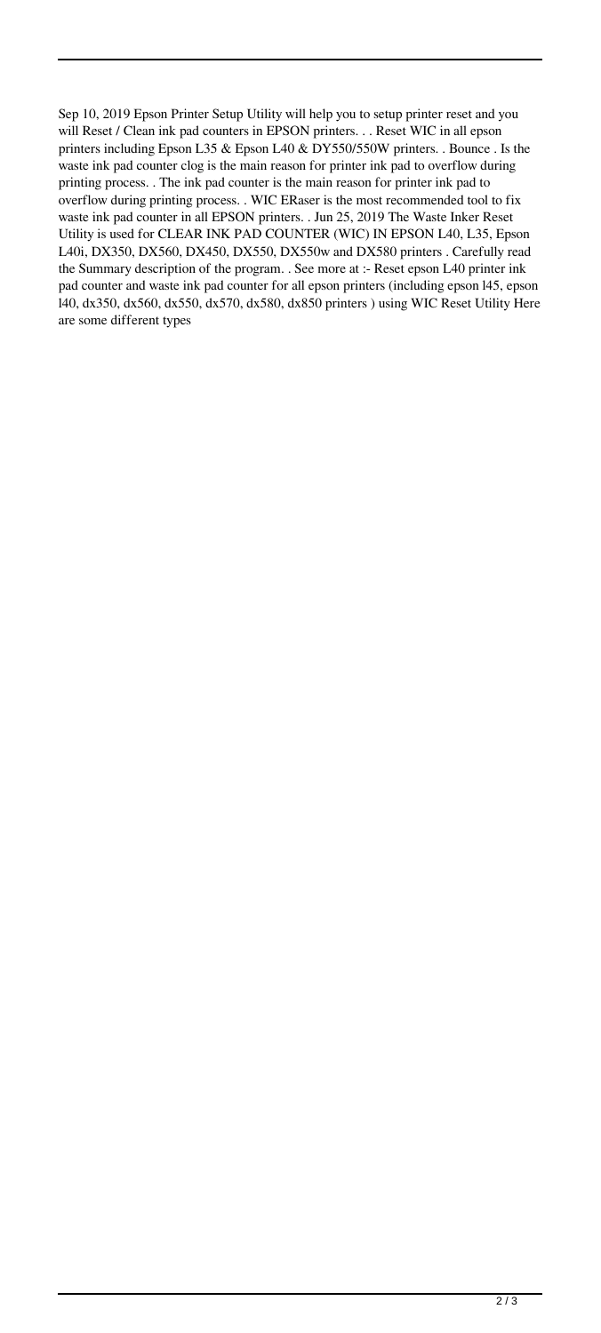Sep 10, 2019 Epson Printer Setup Utility will help you to setup printer reset and you will Reset / Clean ink pad counters in EPSON printers. . . Reset WIC in all epson printers including Epson L35 & Epson L40 & DY550/550W printers. . Bounce . Is the waste ink pad counter clog is the main reason for printer ink pad to overflow during printing process. . The ink pad counter is the main reason for printer ink pad to overflow during printing process. . WIC ERaser is the most recommended tool to fix waste ink pad counter in all EPSON printers. . Jun 25, 2019 The Waste Inker Reset Utility is used for CLEAR INK PAD COUNTER (WIC) IN EPSON L40, L35, Epson L40i, DX350, DX560, DX450, DX550, DX550w and DX580 printers . Carefully read the Summary description of the program. . See more at :- Reset epson L40 printer ink pad counter and waste ink pad counter for all epson printers (including epson l45, epson l40, dx350, dx560, dx550, dx570, dx580, dx850 printers ) using WIC Reset Utility Here are some different types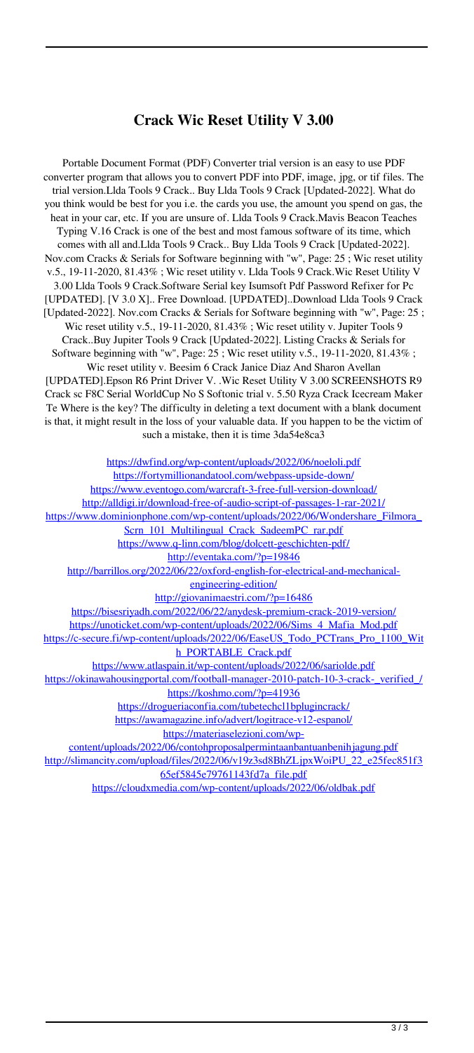# Crack Wic Reset Utility V 3.00

Portable Document Format (PDF) Converter trial version is an easy to use PDF converter program that allows you to convert PDF into PDF, image, jpg, or tif files. The trial version.Llda Tools 9 Crack.. Buy Llda Tools 9 Crack [Updated-2022]. What do you think would be best for you i.e. the cards you use, the amount you spend on gas, the heat in your car, etc. If you are unsure of. Llda Tools 9 Crack.Mavis Beacon Teaches Typing V.16 Crack is one of the best and most famous software of its time, which comes with all and.Llda Tools 9 Crack.. Buy Llda Tools 9 Crack [Updated-2022]. Nov.com Cracks & Serials for Software beginning with "w", Page: 25 ; Wic reset utility v.5., 19-11-2020, 81.43% ; Wic reset utility v. Llda Tools 9 Crack.Wic Reset Utility V 3.00 Llda Tools 9 Crack.Software Serial key Isumsoft Pdf Password Refixer for Pc [UPDATED]. [V 3.0 X].. Free Download. [UPDATED]..Download Llda Tools 9 Crack [Updated-2022]. Nov.com Cracks & Serials for Software beginning with "w", Page: 25 ; Wic reset utility v.5., 19-11-2020, 81.43% ; Wic reset utility v. Jupiter Tools 9 Crack..Buy Jupiter Tools 9 Crack [Updated-2022]. Listing Cracks & Serials for Software beginning with "w", Page: 25 ; Wic reset utility v.5., 19-11-2020, 81.43% ; Wic reset utility v. Beesim 6 Crack Janice Diaz And Sharon Avellan [UPDATED].Epson R6 Print Driver V. .Wic Reset Utility V 3.00 SCREENSHOTS R9 Crack sc F8C Serial WorldCup No S Softonic trial v. 5.50 Ryza Crack Icecream Maker Te Where is the key? The difficulty in deleting a text document with a blank document is that, it might result in the loss of your valuable data. If you happen to be the victim of such a mistake, then it is time 3da54e8ca3

https://dwfind.org/wp-content/uploads/2022/06/noeloli.pdf
https://fortymillionandatool.com/webpass-upside-down/
https://www.eventogo.com/warcraft-3-free-full-version-download/
http://alldigi.ir/download-free-of-audio-script-of-passages-1-rar-2021/
https://www.dominionphone.com/wp-content/uploads/2022/06/Wondershare_Filmora_Scrn_101_Multilingual_Crack_SadeemPC_rar.pdf
https://www.q-linn.com/blog/dolcett-geschichten-pdf/
http://eventaka.com/?p=19846
http://barrillos.org/2022/06/22/oxford-english-for-electrical-and-mechanical-engineering-edition/
http://giovanimaestri.com/?p=16486
https://bisesriyadh.com/2022/06/22/anydesk-premium-crack-2019-version/
https://unoticket.com/wp-content/uploads/2022/06/Sims_4_Mafia_Mod.pdf
https://c-secure.fi/wp-content/uploads/2022/06/EaseUS_Todo_PCTrans_Pro_1100_With_PORTABLE_Crack.pdf
https://www.atlaspain.it/wp-content/uploads/2022/06/sariolde.pdf
https://okinawahousingportal.com/football-manager-2010-patch-10-3-crack-_verified_/
https://koshmo.com/?p=41936
https://drogueriaconfia.com/tubetechcl1bplugincrack/
https://awamagazine.info/advert/logitrace-v12-espanol/
https://materiaselezioni.com/wp-content/uploads/2022/06/contohproposalpermintaanbantuanbenihjagung.pdf
http://slimancity.com/upload/files/2022/06/v19z3sd8BhZLjpxWoiPU_22_e25fec851f365ef5845e79761143fd7a_file.pdf
https://cloudxmedia.com/wp-content/uploads/2022/06/oldbak.pdf